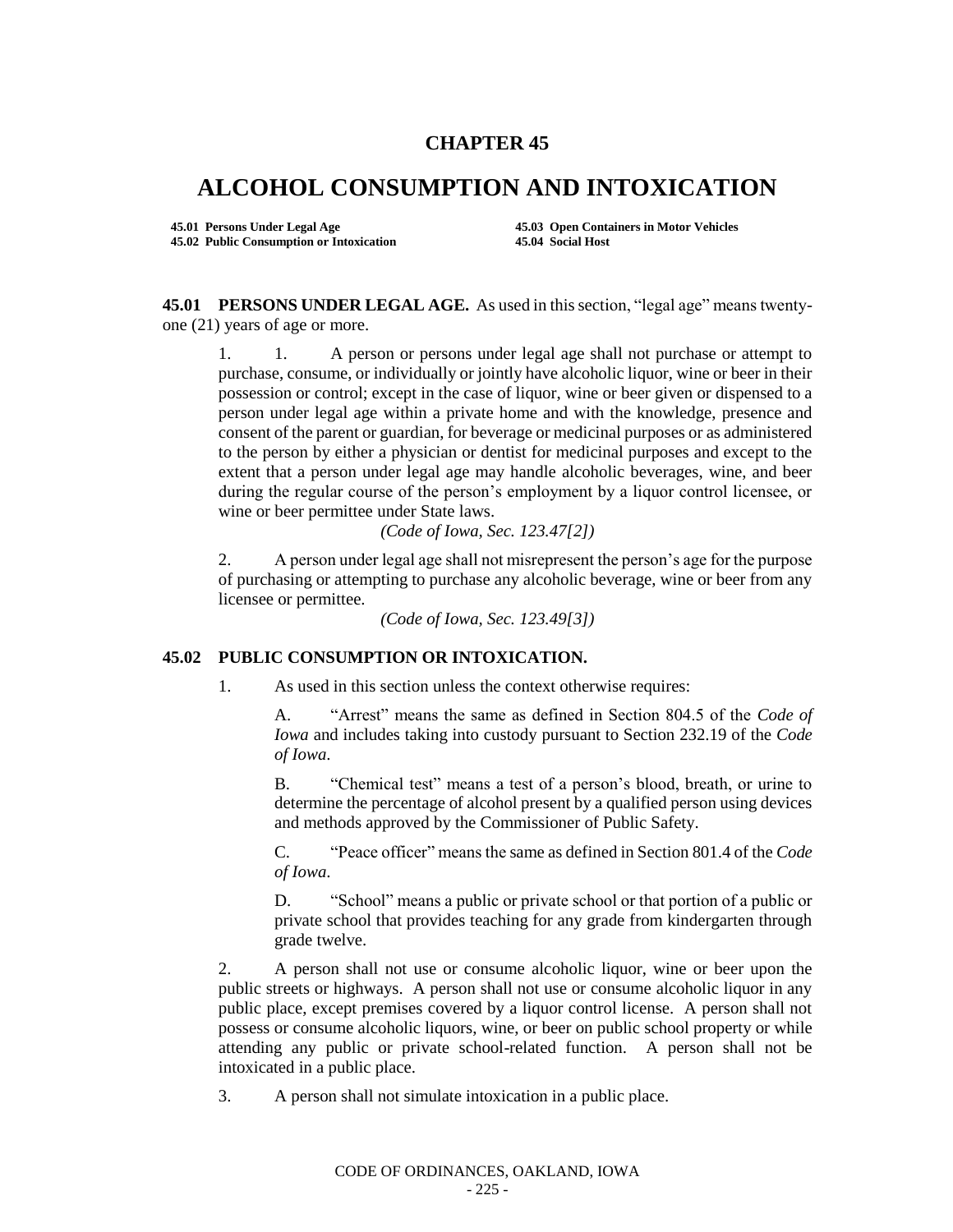# CHAPTER 45

# ALCOHOL CONSUMPTION AND INTOXICATION

| | |
|---|---|
| **45.01 Persons Under Legal Age** | **45.03 Open Containers in Motor Vehicles** |
| **45.02 Public Consumption or Intoxication** | **45.04 Social Host** |

**45.01 PERSONS UNDER LEGAL AGE.** As used in this section, "legal age" means twenty-one (21) years of age or more.

1. 1. A person or persons under legal age shall not purchase or attempt to purchase, consume, or individually or jointly have alcoholic liquor, wine or beer in their possession or control; except in the case of liquor, wine or beer given or dispensed to a person under legal age within a private home and with the knowledge, presence and consent of the parent or guardian, for beverage or medicinal purposes or as administered to the person by either a physician or dentist for medicinal purposes and except to the extent that a person under legal age may handle alcoholic beverages, wine, and beer during the regular course of the person's employment by a liquor control licensee, or wine or beer permittee under State laws.

*(Code of Iowa, Sec. 123.47[2])*

2. A person under legal age shall not misrepresent the person's age for the purpose of purchasing or attempting to purchase any alcoholic beverage, wine or beer from any licensee or permittee.

*(Code of Iowa, Sec. 123.49[3])*

**45.02 PUBLIC CONSUMPTION OR INTOXICATION.**

1. As used in this section unless the context otherwise requires:

   A. "Arrest" means the same as defined in Section 804.5 of the *Code of Iowa* and includes taking into custody pursuant to Section 232.19 of the *Code of Iowa*.

   B. "Chemical test" means a test of a person's blood, breath, or urine to determine the percentage of alcohol present by a qualified person using devices and methods approved by the Commissioner of Public Safety.

   C. "Peace officer" means the same as defined in Section 801.4 of the *Code of Iowa*.

   D. "School" means a public or private school or that portion of a public or private school that provides teaching for any grade from kindergarten through grade twelve.

2. A person shall not use or consume alcoholic liquor, wine or beer upon the public streets or highways. A person shall not use or consume alcoholic liquor in any public place, except premises covered by a liquor control license. A person shall not possess or consume alcoholic liquors, wine, or beer on public school property or while attending any public or private school-related function. A person shall not be intoxicated in a public place.

3. A person shall not simulate intoxication in a public place.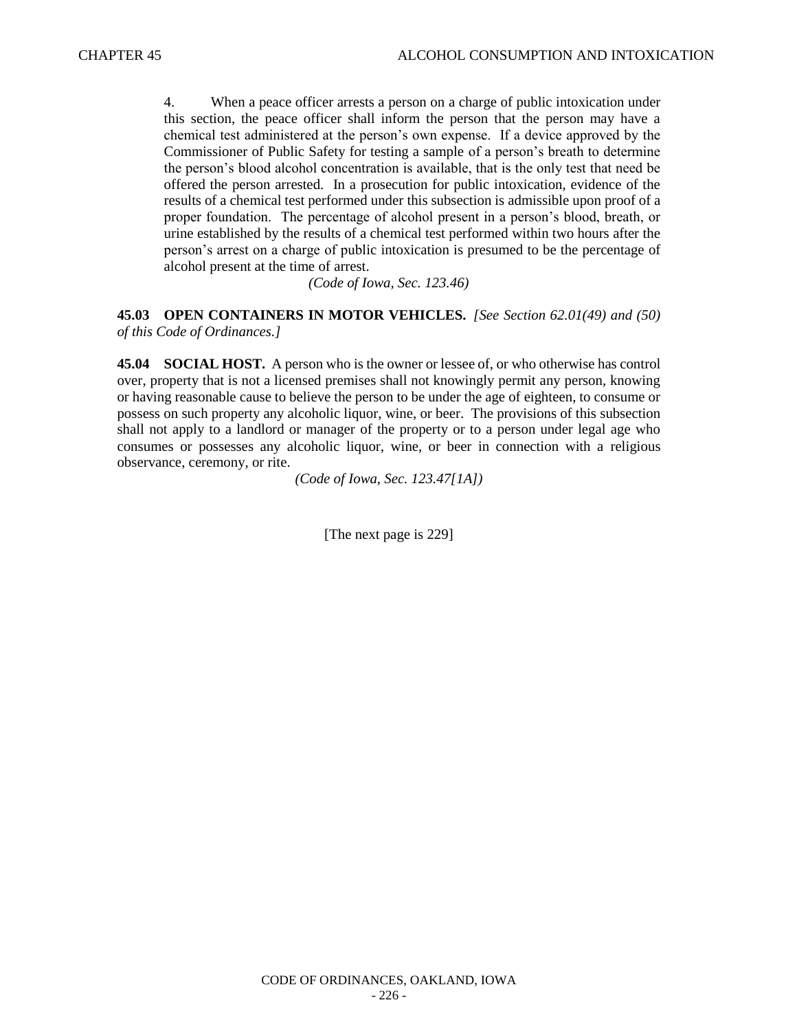4. When a peace officer arrests a person on a charge of public intoxication under this section, the peace officer shall inform the person that the person may have a chemical test administered at the person's own expense. If a device approved by the Commissioner of Public Safety for testing a sample of a person's breath to determine the person's blood alcohol concentration is available, that is the only test that need be offered the person arrested. In a prosecution for public intoxication, evidence of the results of a chemical test performed under this subsection is admissible upon proof of a proper foundation. The percentage of alcohol present in a person's blood, breath, or urine established by the results of a chemical test performed within two hours after the person's arrest on a charge of public intoxication is presumed to be the percentage of alcohol present at the time of arrest.

*(Code of Iowa, Sec. 123.46)*

**45.03 OPEN CONTAINERS IN MOTOR VEHICLES.** *[See Section 62.01(49) and (50) of this Code of Ordinances.]*

**45.04 SOCIAL HOST.** A person who is the owner or lessee of, or who otherwise has control over, property that is not a licensed premises shall not knowingly permit any person, knowing or having reasonable cause to believe the person to be under the age of eighteen, to consume or possess on such property any alcoholic liquor, wine, or beer. The provisions of this subsection shall not apply to a landlord or manager of the property or to a person under legal age who consumes or possesses any alcoholic liquor, wine, or beer in connection with a religious observance, ceremony, or rite.

*(Code of Iowa, Sec. 123.47[1A])*

[The next page is 229]